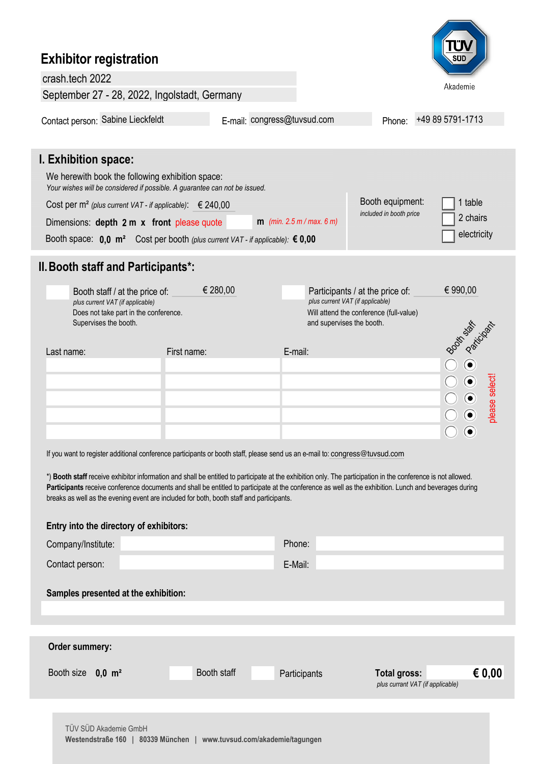# Exhibitor registration

crash.tech 2022

September 27 - 28, 2022, Ingolstadt, Germany

Akademie

Contact person: Sabine Lieckfeldt    E-mail: congress@tuvsud.com    Phone: +49 89 5791-1713

## I. Exhibition space:

We herewith book the following exhibition space:

*Your wishes will be considered if possible. A guarantee can not be issued.*

Cost per m² *(plus current VAT - if applicable)*: € 240,00

Dimensions: **depth 2 m x front** please quote ____ **m** *(min. 2.5 m / max. 6 m)*

Booth space: **0,0 m²**   Cost per booth *(plus current VAT - if applicable)*: **€ 0,00**

Booth equipment:
*included in booth price*

- ☐ 1 table
- ☐ 2 chairs
- ☐ electricity

## II. Booth staff and Participants*:

☐ Booth staff / at the price of: € 280,00
*plus current VAT (if applicable)*
Does not take part in the conference.
Supervises the booth.

☐ Participants / at the price of: € 990,00
*plus current VAT (if applicable)*
Will attend the conference (full-value)
and supervises the booth.

| Last name: | First name: | E-mail: | Booth staff | Participant |
|---|---|---|---|---|
| | | | ○ | ◉ |
| | | | ○ | ◉ |
| | | | ○ | ◉ |
| | | | ○ | ◉ |
| | | | ○ | ◉ |

please select!

If you want to register additional conference participants or booth staff, please send us an e-mail to: congress@tuvsud.com

*) **Booth staff** receive exhibitor information and shall be entitled to participate at the exhibition only. The participation in the conference is not allowed. **Participants** receive conference documents and shall be entitled to participate at the conference as well as the exhibition. Lunch and beverages during breaks as well as the evening event are included for both, booth staff and participants.

### Entry into the directory of exhibitors:

Company/Institute: ____    Phone: ____

Contact person: ____    E-Mail: ____

### Samples presented at the exhibition:

____

### Order summery:

Booth size **0,0 m²**   ____ Booth staff   ____ Participants   **Total gross:** **€ 0,00**
*plus currant VAT (if applicable)*

TÜV SÜD Akademie GmbH
**Westendstraße 160 | 80339 München | www.tuvsud.com/akademie/tagungen**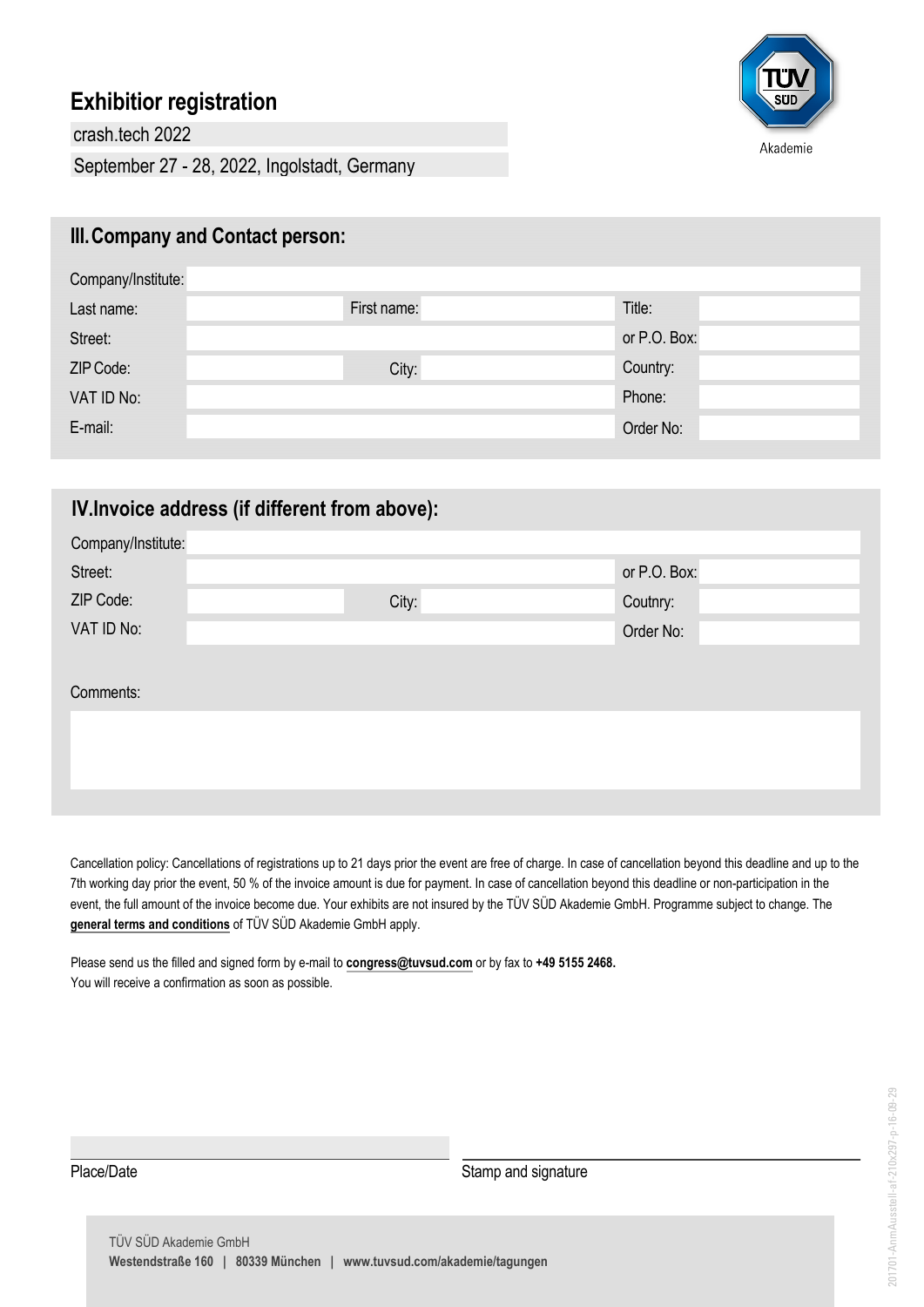# Exhibitior registration

crash.tech 2022

September 27 - 28, 2022, Ingolstadt, Germany

Akademie

## III. Company and Contact person:

| | | | | | |
|---|---|---|---|---|---|
| Company/Institute: | | | | | |
| Last name: | | First name: | | Title: | |
| Street: | | | | or P.O. Box: | |
| ZIP Code: | | City: | | Country: | |
| VAT ID No: | | | | Phone: | |
| E-mail: | | | | Order No: | |

## IV. Invoice address (if different from above):

| | | | | | |
|---|---|---|---|---|---|
| Company/Institute: | | | | | |
| Street: | | | | or P.O. Box: | |
| ZIP Code: | | City: | | Coutnry: | |
| VAT ID No: | | | | Order No: | |

Comments:

Cancellation policy: Cancellations of registrations up to 21 days prior the event are free of charge. In case of cancellation beyond this deadline and up to the 7th working day prior the event, 50 % of the invoice amount is due for payment. In case of cancellation beyond this deadline or non-participation in the event, the full amount of the invoice become due. Your exhibits are not insured by the TÜV SÜD Akademie GmbH. Programme subject to change. The **general terms and conditions** of TÜV SÜD Akademie GmbH apply.

Please send us the filled and signed form by e-mail to **congress@tuvsud.com** or by fax to **+49 5155 2468.**
You will receive a confirmation as soon as possible.

Place/Date

Stamp and signature

TÜV SÜD Akademie GmbH
**Westendstraße 160 | 80339 München | www.tuvsud.com/akademie/tagungen**

201701-AnmAusstell-a1-210x297-p-16-09-29